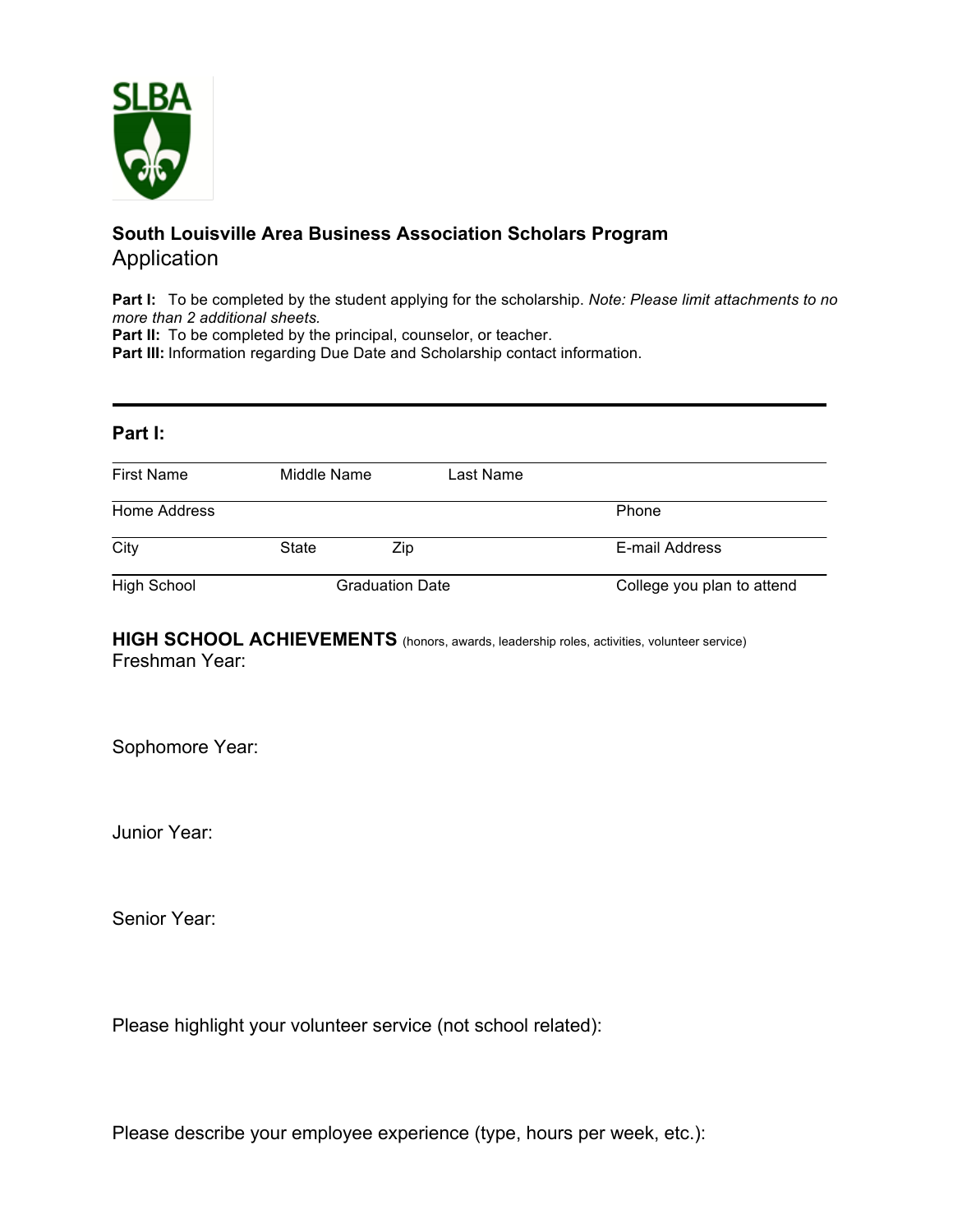## South Louisville Area Business Association Scholars Program

Application

**Part I:** To be completed by the student applying for the scholarship. *Note: Please limit attachments to no more than 2 additional sheets.*

**Part II:** To be completed by the principal, counselor, or teacher.

**Part III:** Information regarding Due Date and Scholarship contact information.

---

### Part I:

First Name  Middle Name  Last Name

Home Address  Phone

City  State  Zip  E-mail Address

High School  Graduation Date  College you plan to attend

**HIGH SCHOOL ACHIEVEMENTS** (honors, awards, leadership roles, activities, volunteer service)

Freshman Year:

Sophomore Year:

Junior Year:

Senior Year:

Please highlight your volunteer service (not school related):

Please describe your employee experience (type, hours per week, etc.):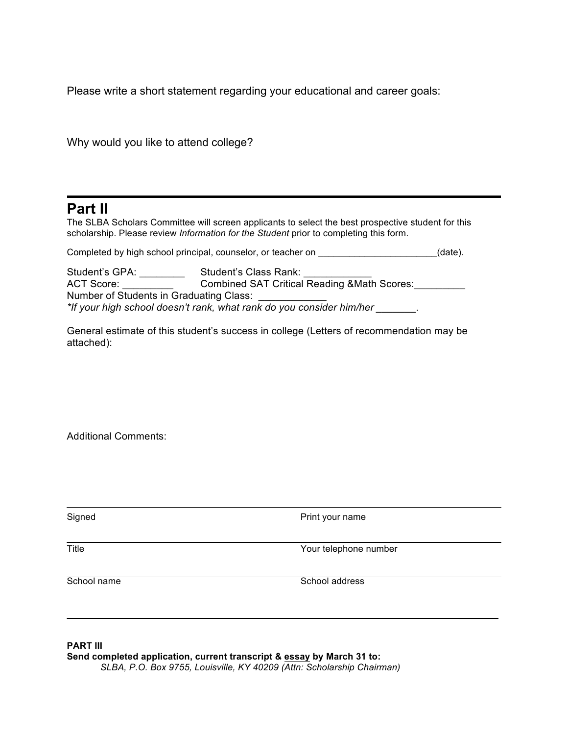Please write a short statement regarding your educational and career goals:

Why would you like to attend college?

---

## Part II

The SLBA Scholars Committee will screen applicants to select the best prospective student for this scholarship. Please review *Information for the Student* prior to completing this form.

Completed by high school principal, counselor, or teacher on _______________________(date).

Student's GPA: ________ Student's Class Rank: ____________
ACT Score: _________ Combined SAT Critical Reading &Math Scores:_________
Number of Students in Graduating Class: ____________
*\*If your high school doesn't rank, what rank do you consider him/her _______.*

General estimate of this student's success in college (Letters of recommendation may be attached):

Additional Comments:

| | |
|---|---|
| Signed | Print your name |
| Title | Your telephone number |
| School name | School address |

---

**PART III**

**Send completed application, current transcript & <u>essay</u> by March 31 to:**

*SLBA, P.O. Box 9755, Louisville, KY 40209 (Attn: Scholarship Chairman)*